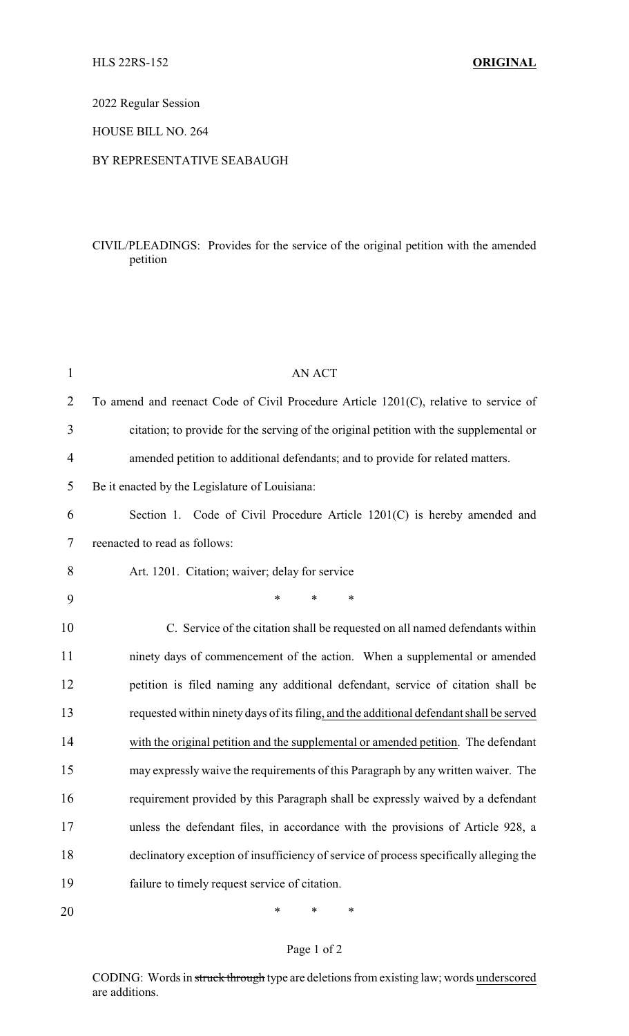HLS 22RS-152 **ORIGINAL**

2022 Regular Session

HOUSE BILL NO. 264

BY REPRESENTATIVE SEABAUGH

CIVIL/PLEADINGS: Provides for the service of the original petition with the amended petition

AN ACT

To amend and reenact Code of Civil Procedure Article 1201(C), relative to service of citation; to provide for the serving of the original petition with the supplemental or amended petition to additional defendants; and to provide for related matters.

Be it enacted by the Legislature of Louisiana:

Section 1. Code of Civil Procedure Article 1201(C) is hereby amended and reenacted to read as follows:

Art. 1201. Citation; waiver; delay for service

\* \* \*

C. Service of the citation shall be requested on all named defendants within ninety days of commencement of the action. When a supplemental or amended petition is filed naming any additional defendant, service of citation shall be requested within ninety days of its filing, and the additional defendant shall be served with the original petition and the supplemental or amended petition. The defendant may expressly waive the requirements of this Paragraph by any written waiver. The requirement provided by this Paragraph shall be expressly waived by a defendant unless the defendant files, in accordance with the provisions of Article 928, a declinatory exception of insufficiency of service of process specifically alleging the failure to timely request service of citation.

\* \* \*

CODING: Words in ~~struck through~~ type are deletions from existing law; words underscored are additions.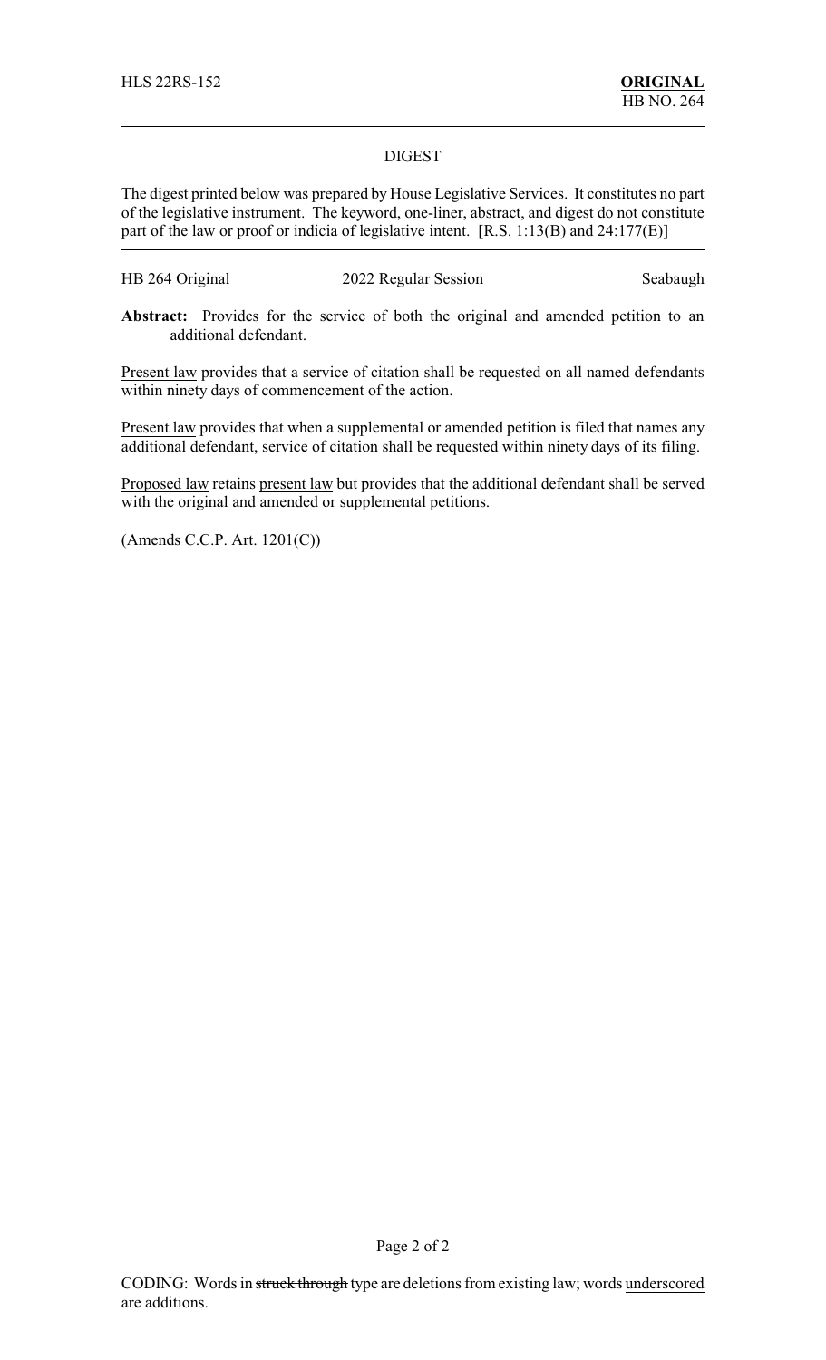HLS 22RS-152 **ORIGINAL**
HB NO. 264

DIGEST

The digest printed below was prepared by House Legislative Services. It constitutes no part of the legislative instrument. The keyword, one-liner, abstract, and digest do not constitute part of the law or proof or indicia of legislative intent. [R.S. 1:13(B) and 24:177(E)]

HB 264 Original 2022 Regular Session Seabaugh

**Abstract:** Provides for the service of both the original and amended petition to an additional defendant.

Present law provides that a service of citation shall be requested on all named defendants within ninety days of commencement of the action.

Present law provides that when a supplemental or amended petition is filed that names any additional defendant, service of citation shall be requested within ninety days of its filing.

Proposed law retains present law but provides that the additional defendant shall be served with the original and amended or supplemental petitions.

(Amends C.C.P. Art. 1201(C))

CODING: Words in struck through type are deletions from existing law; words underscored are additions.